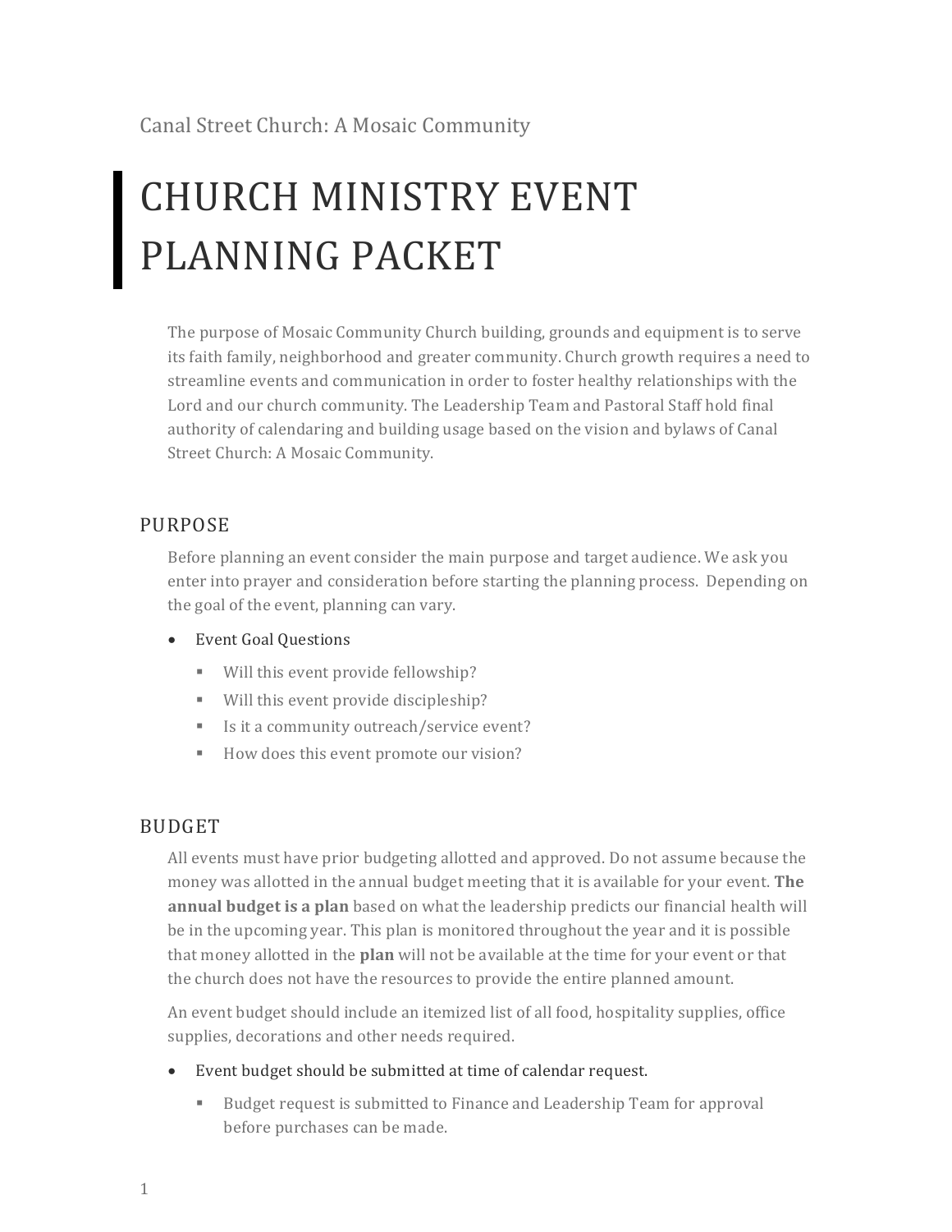Canal Street Church: A Mosaic Community

# CHURCH MINISTRY EVENT PLANNING PACKET

The purpose of Mosaic Community Church building, grounds and equipment is to serve its faith family, neighborhood and greater community. Church growth requires a need to streamline events and communication in order to foster healthy relationships with the Lord and our church community. The Leadership Team and Pastoral Staff hold final authority of calendaring and building usage based on the vision and bylaws of Canal Street Church: A Mosaic Community.

## PURPOSE

Before planning an event consider the main purpose and target audience. We ask you enter into prayer and consideration before starting the planning process. Depending on the goal of the event, planning can vary.

- Event Goal Questions
  - Will this event provide fellowship?
  - Will this event provide discipleship?
  - Is it a community outreach/service event?
  - How does this event promote our vision?

## BUDGET

All events must have prior budgeting allotted and approved. Do not assume because the money was allotted in the annual budget meeting that it is available for your event. **The annual budget is a plan** based on what the leadership predicts our financial health will be in the upcoming year. This plan is monitored throughout the year and it is possible that money allotted in the **plan** will not be available at the time for your event or that the church does not have the resources to provide the entire planned amount.

An event budget should include an itemized list of all food, hospitality supplies, office supplies, decorations and other needs required.

- Event budget should be submitted at time of calendar request.
  - Budget request is submitted to Finance and Leadership Team for approval before purchases can be made.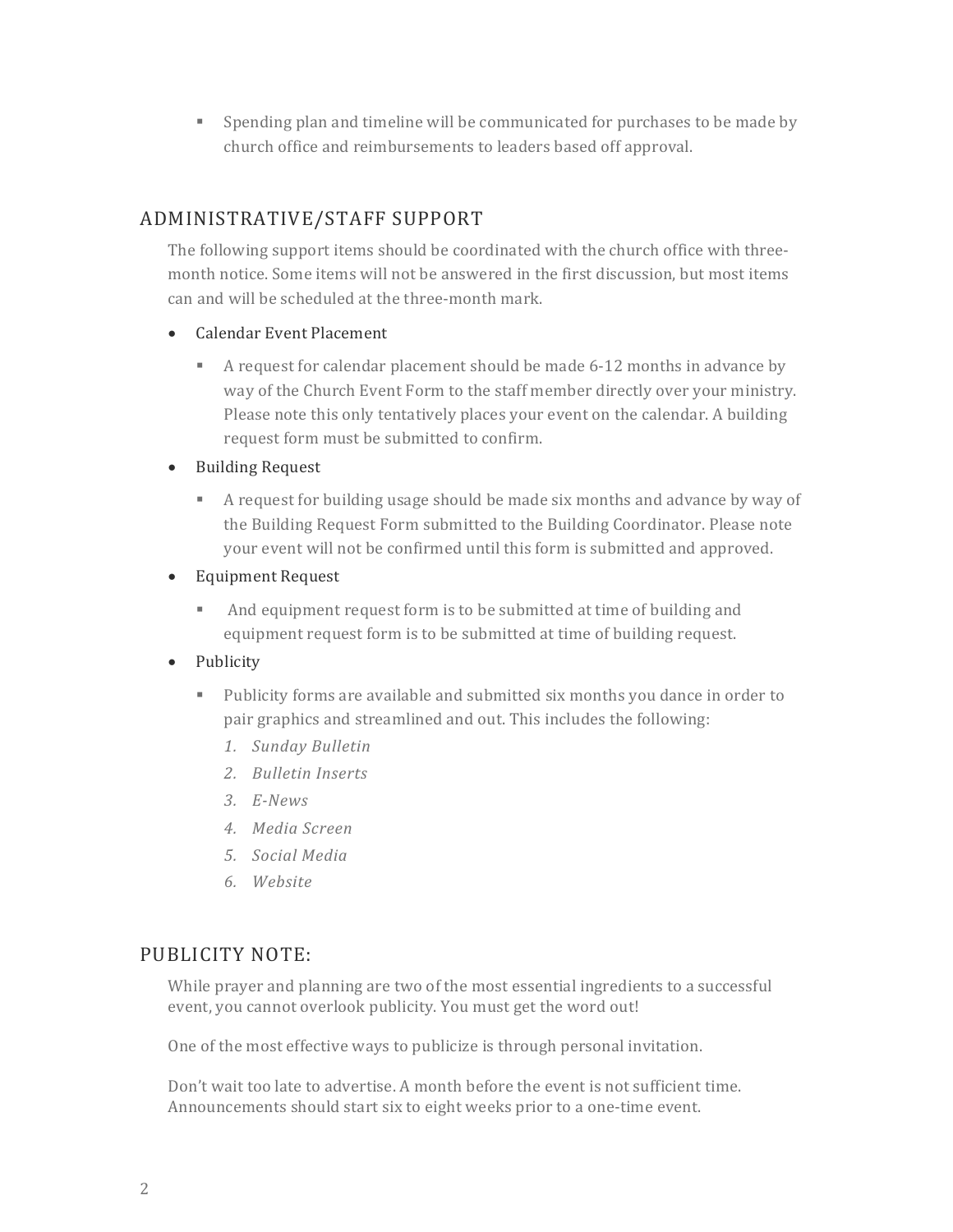- Spending plan and timeline will be communicated for purchases to be made by church office and reimbursements to leaders based off approval.

## ADMINISTRATIVE/STAFF SUPPORT

The following support items should be coordinated with the church office with three-month notice. Some items will not be answered in the first discussion, but most items can and will be scheduled at the three-month mark.

- Calendar Event Placement
  - A request for calendar placement should be made 6-12 months in advance by way of the Church Event Form to the staff member directly over your ministry. Please note this only tentatively places your event on the calendar. A building request form must be submitted to confirm.
- Building Request
  - A request for building usage should be made six months and advance by way of the Building Request Form submitted to the Building Coordinator. Please note your event will not be confirmed until this form is submitted and approved.
- Equipment Request
  - And equipment request form is to be submitted at time of building and equipment request form is to be submitted at time of building request.
- Publicity
  - Publicity forms are available and submitted six months you dance in order to pair graphics and streamlined and out. This includes the following:
    1. *Sunday Bulletin*
    2. *Bulletin Inserts*
    3. *E-News*
    4. *Media Screen*
    5. *Social Media*
    6. *Website*

## PUBLICITY NOTE:

While prayer and planning are two of the most essential ingredients to a successful event, you cannot overlook publicity. You must get the word out!

One of the most effective ways to publicize is through personal invitation.

Don't wait too late to advertise. A month before the event is not sufficient time. Announcements should start six to eight weeks prior to a one-time event.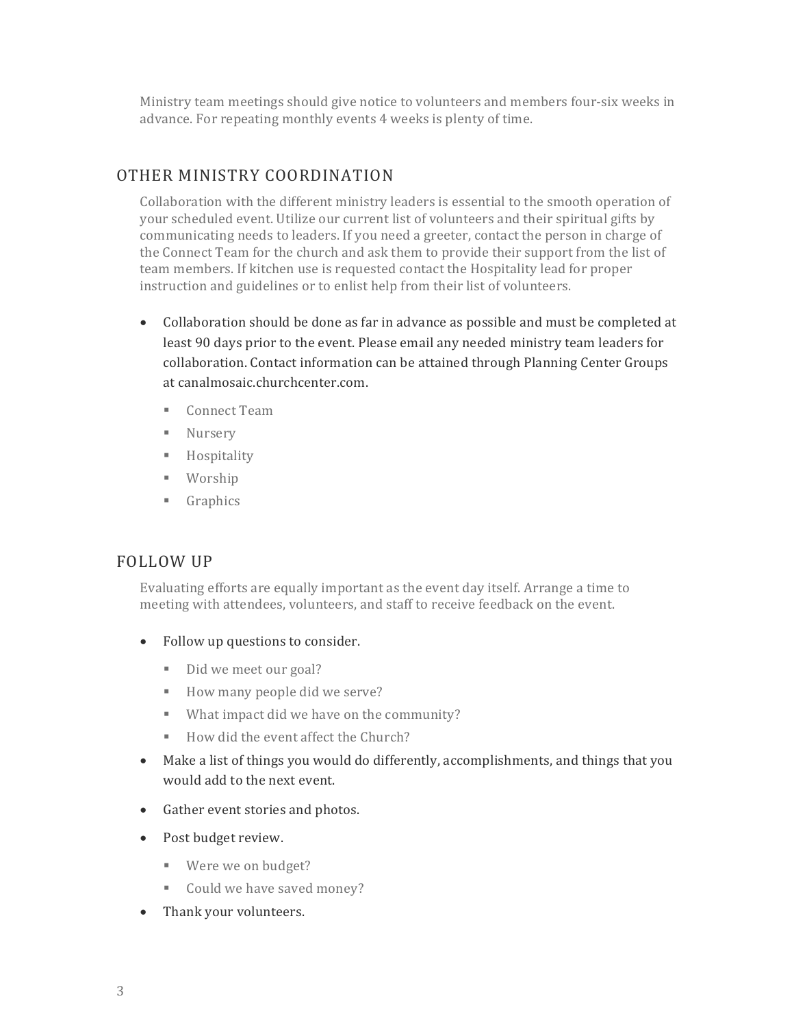Ministry team meetings should give notice to volunteers and members four-six weeks in advance. For repeating monthly events 4 weeks is plenty of time.

## OTHER MINISTRY COORDINATION

Collaboration with the different ministry leaders is essential to the smooth operation of your scheduled event. Utilize our current list of volunteers and their spiritual gifts by communicating needs to leaders. If you need a greeter, contact the person in charge of the Connect Team for the church and ask them to provide their support from the list of team members. If kitchen use is requested contact the Hospitality lead for proper instruction and guidelines or to enlist help from their list of volunteers.

- Collaboration should be done as far in advance as possible and must be completed at least 90 days prior to the event. Please email any needed ministry team leaders for collaboration. Contact information can be attained through Planning Center Groups at canalmosaic.churchcenter.com.
  - Connect Team
  - Nursery
  - Hospitality
  - Worship
  - Graphics

## FOLLOW UP

Evaluating efforts are equally important as the event day itself. Arrange a time to meeting with attendees, volunteers, and staff to receive feedback on the event.

- Follow up questions to consider.
  - Did we meet our goal?
  - How many people did we serve?
  - What impact did we have on the community?
  - How did the event affect the Church?
- Make a list of things you would do differently, accomplishments, and things that you would add to the next event.
- Gather event stories and photos.
- Post budget review.
  - Were we on budget?
  - Could we have saved money?
- Thank your volunteers.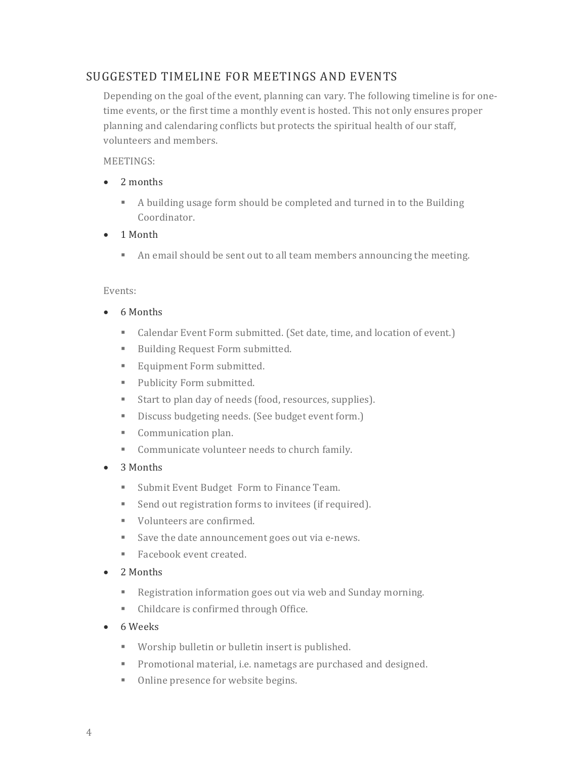## SUGGESTED TIMELINE FOR MEETINGS AND EVENTS

Depending on the goal of the event, planning can vary. The following timeline is for one-time events, or the first time a monthly event is hosted. This not only ensures proper planning and calendaring conflicts but protects the spiritual health of our staff, volunteers and members.

MEETINGS:

- 2 months
  - A building usage form should be completed and turned in to the Building Coordinator.
- 1 Month
  - An email should be sent out to all team members announcing the meeting.

Events:

- 6 Months
  - Calendar Event Form submitted. (Set date, time, and location of event.)
  - Building Request Form submitted.
  - Equipment Form submitted.
  - Publicity Form submitted.
  - Start to plan day of needs (food, resources, supplies).
  - Discuss budgeting needs. (See budget event form.)
  - Communication plan.
  - Communicate volunteer needs to church family.
- 3 Months
  - Submit Event Budget Form to Finance Team.
  - Send out registration forms to invitees (if required).
  - Volunteers are confirmed.
  - Save the date announcement goes out via e-news.
  - Facebook event created.
- 2 Months
  - Registration information goes out via web and Sunday morning.
  - Childcare is confirmed through Office.
- 6 Weeks
  - Worship bulletin or bulletin insert is published.
  - Promotional material, i.e. nametags are purchased and designed.
  - Online presence for website begins.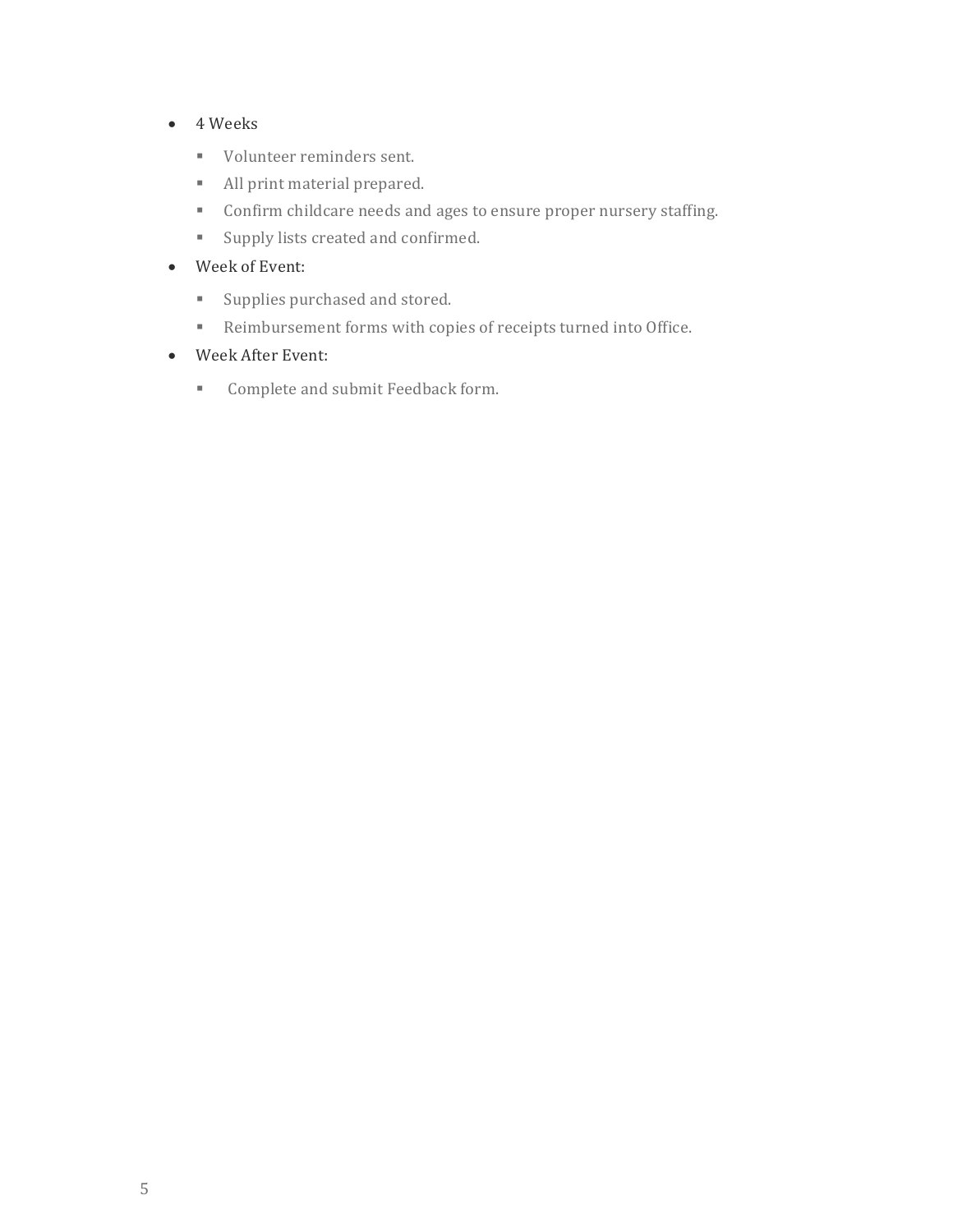- 4 Weeks
  - Volunteer reminders sent.
  - All print material prepared.
  - Confirm childcare needs and ages to ensure proper nursery staffing.
  - Supply lists created and confirmed.
- Week of Event:
  - Supplies purchased and stored.
  - Reimbursement forms with copies of receipts turned into Office.
- Week After Event:
  - Complete and submit Feedback form.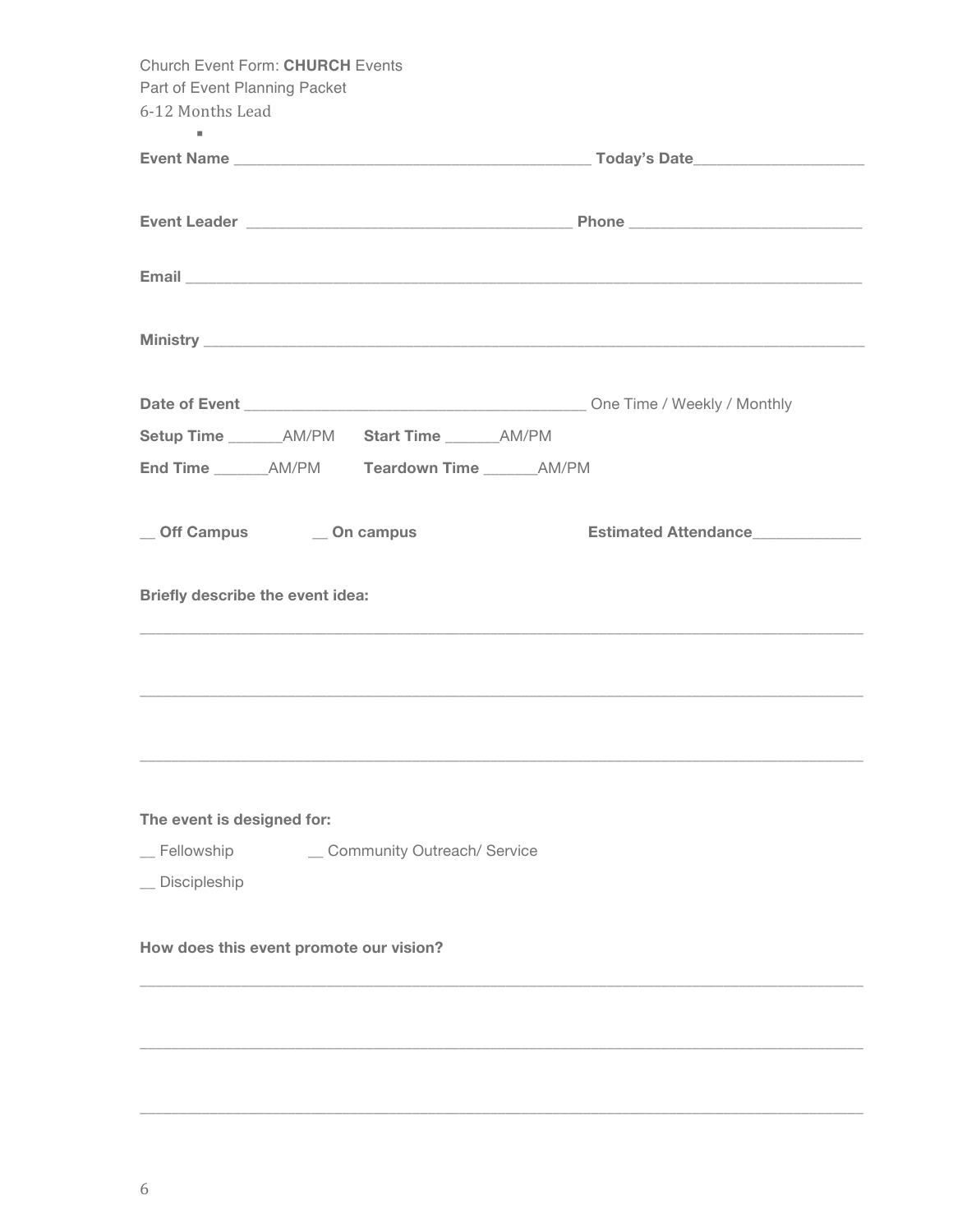Church Event Form: **CHURCH** Events
Part of Event Planning Packet
6-12 Months Lead

**Event Name** ___________________________________________ **Today's Date**____________________

**Event Leader** _______________________________________ **Phone** ____________________________

**Email** _________________________________________________________________________________

**Ministry** _______________________________________________________________________________

**Date of Event** _________________________________________ One Time / Weekly / Monthly

**Setup Time** ______AM/PM **Start Time** ______AM/PM

**End Time** ______AM/PM **Teardown Time** ______AM/PM

__ **Off Campus** __ **On campus** **Estimated Attendance**____________

**Briefly describe the event idea:**

_________________________________________________________________________________________

_________________________________________________________________________________________

_________________________________________________________________________________________

**The event is designed for:**

__ Fellowship __ Community Outreach/ Service

__ Discipleship

**How does this event promote our vision?**

_________________________________________________________________________________________

_________________________________________________________________________________________

_________________________________________________________________________________________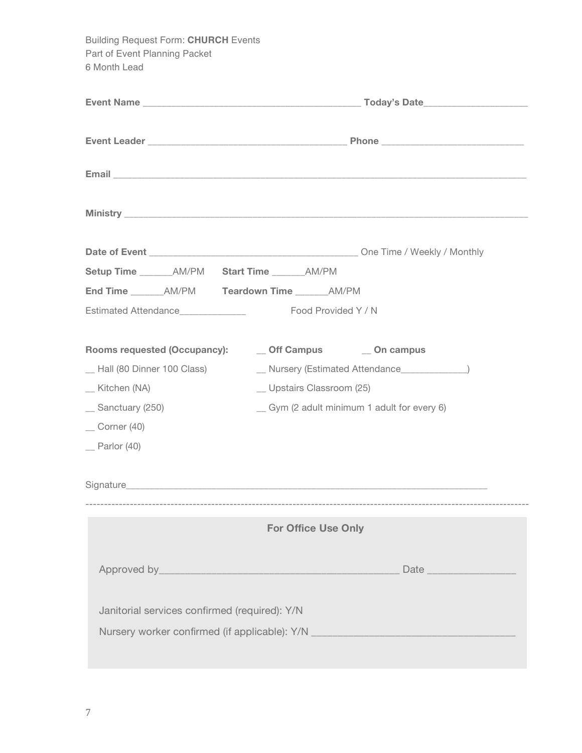Building Request Form: **CHURCH** Events
Part of Event Planning Packet
6 Month Lead

**Event Name** __________________________________________ **Today's Date**____________________

**Event Leader** _______________________________________ **Phone** ___________________________

**Email** ________________________________________________________________________________

**Ministry** ______________________________________________________________________________

**Date of Event** ________________________________________ One Time / Weekly / Monthly

**Setup Time** ______AM/PM **Start Time** ______AM/PM

**End Time** ______AM/PM **Teardown Time** ______AM/PM

Estimated Attendance_____________ Food Provided Y / N

**Rooms requested (Occupancy):** __ **Off Campus** __ **On campus**

__ Hall (80 Dinner 100 Class)

__ Kitchen (NA)

__ Sanctuary (250)

__ Corner (40)

__ Parlor (40)

__ Nursery (Estimated Attendance_____________)

__ Upstairs Classroom (25)

__ Gym (2 adult minimum 1 adult for every 6)

Signature_______________________________________________________________________

---

**For Office Use Only**

Approved by_____________________________________________ Date ________________

Janitorial services confirmed (required): Y/N

Nursery worker confirmed (if applicable): Y/N _____________________________________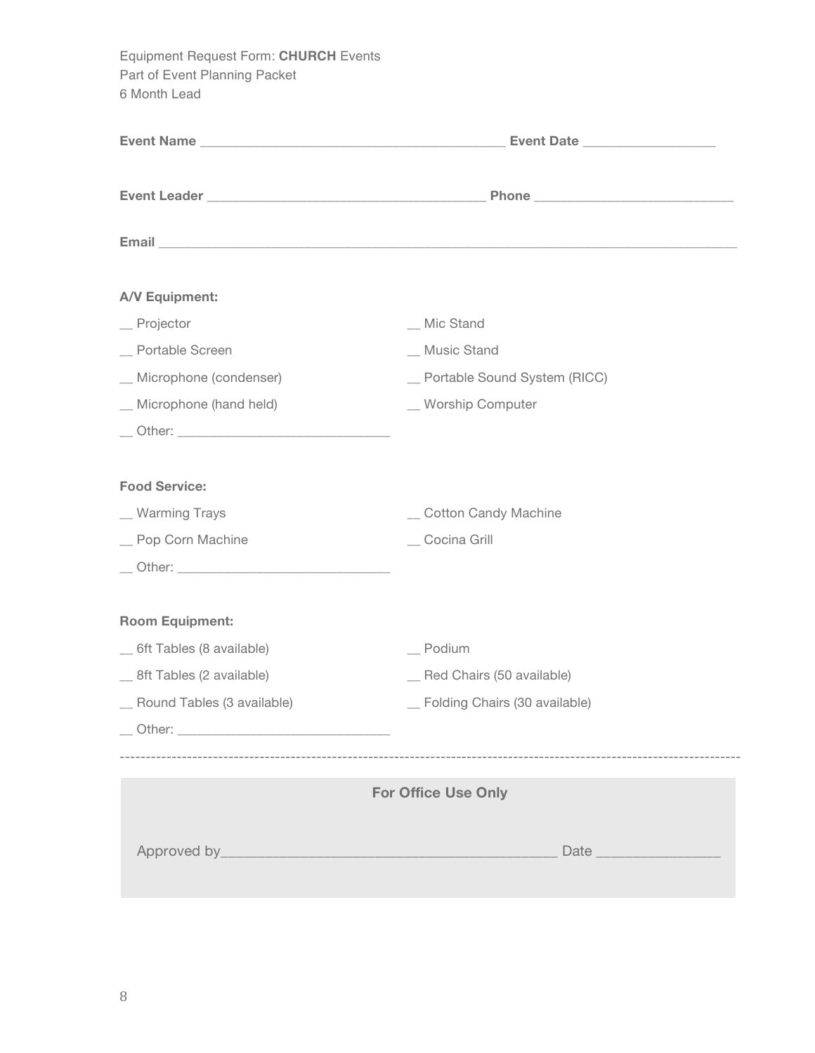Equipment Request Form: **CHURCH** Events
Part of Event Planning Packet
6 Month Lead

**Event Name** ________________________________________ **Event Date** __________________

**Event Leader** ____________________________________ **Phone** ___________________________

**Email** ____________________________________________________________________________

**A/V Equipment:**

__ Projector

__ Portable Screen

__ Microphone (condenser)

__ Microphone (hand held)

__ Other: ____________________________

__ Mic Stand

__ Music Stand

__ Portable Sound System (RICC)

__ Worship Computer

**Food Service:**

__ Warming Trays

__ Pop Corn Machine

__ Other: ____________________________

__ Cotton Candy Machine

__ Cocina Grill

**Room Equipment:**

__ 6ft Tables (8 available)

__ 8ft Tables (2 available)

__ Round Tables (3 available)

__ Other: ____________________________

__ Podium

__ Red Chairs (50 available)

__ Folding Chairs (30 available)

---

**For Office Use Only**

Approved by__________________________________________ Date ________________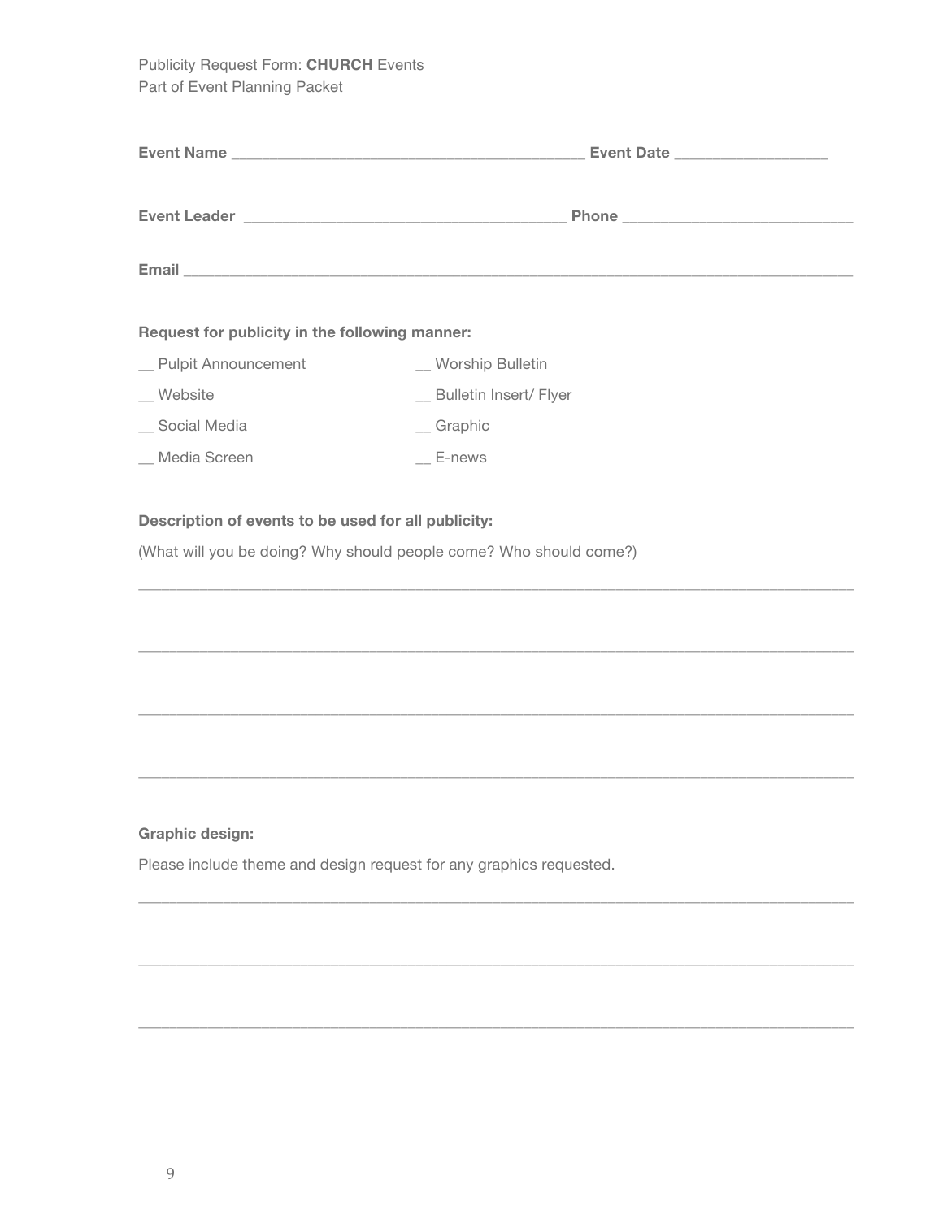Publicity Request Form: **CHURCH** Events
Part of Event Planning Packet

**Event Name** __________________________________________ **Event Date** __________________

**Event Leader** ______________________________________ **Phone** ___________________________

**Email** _______________________________________________________________________________

**Request for publicity in the following manner:**

__ Pulpit Announcement      __ Worship Bulletin

__ Website      __ Bulletin Insert/ Flyer

__ Social Media      __ Graphic

__ Media Screen      __ E-news

**Description of events to be used for all publicity:**

(What will you be doing? Why should people come? Who should come?)

_________________________________________________________________________________________

_________________________________________________________________________________________

_________________________________________________________________________________________

_________________________________________________________________________________________

**Graphic design:**

Please include theme and design request for any graphics requested.

_________________________________________________________________________________________

_________________________________________________________________________________________

_________________________________________________________________________________________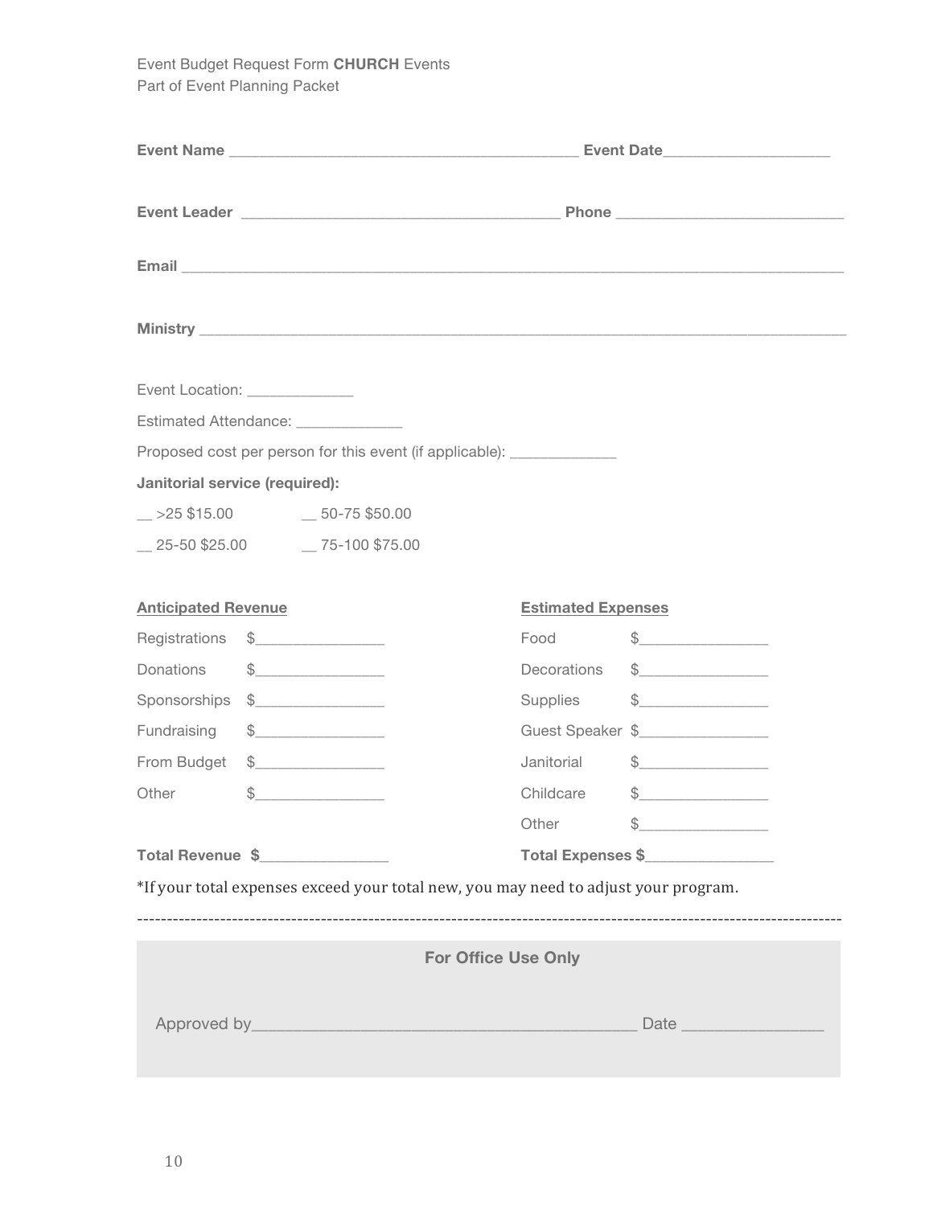Event Budget Request Form **CHURCH** Events
Part of Event Planning Packet

**Event Name** ___________________________________________ **Event Date**____________________

**Event Leader** _______________________________________ **Phone** ___________________________

**Email** _________________________________________________________________________________

**Ministry** _______________________________________________________________________________

Event Location: _____________

Estimated Attendance: _____________

Proposed cost per person for this event (if applicable): _____________

**Janitorial service (required):**

__ >25 $15.00 __ 50-75 $50.00

__ 25-50 $25.00 __ 75-100 $75.00

| Anticipated Revenue | | Estimated Expenses | |
|---|---|---|---|
| Registrations | $________________ | Food | $________________ |
| Donations | $________________ | Decorations | $________________ |
| Sponsorships | $________________ | Supplies | $________________ |
| Fundraising | $________________ | Guest Speaker | $________________ |
| From Budget | $________________ | Janitorial | $________________ |
| Other | $________________ | Childcare | $________________ |
| | | Other | $________________ |
| **Total Revenue** | **$**________________ | **Total Expenses** | **$**________________ |

*If your total expenses exceed your total new, you may need to adjust your program.

---

**For Office Use Only**

Approved by_____________________________________________ Date ________________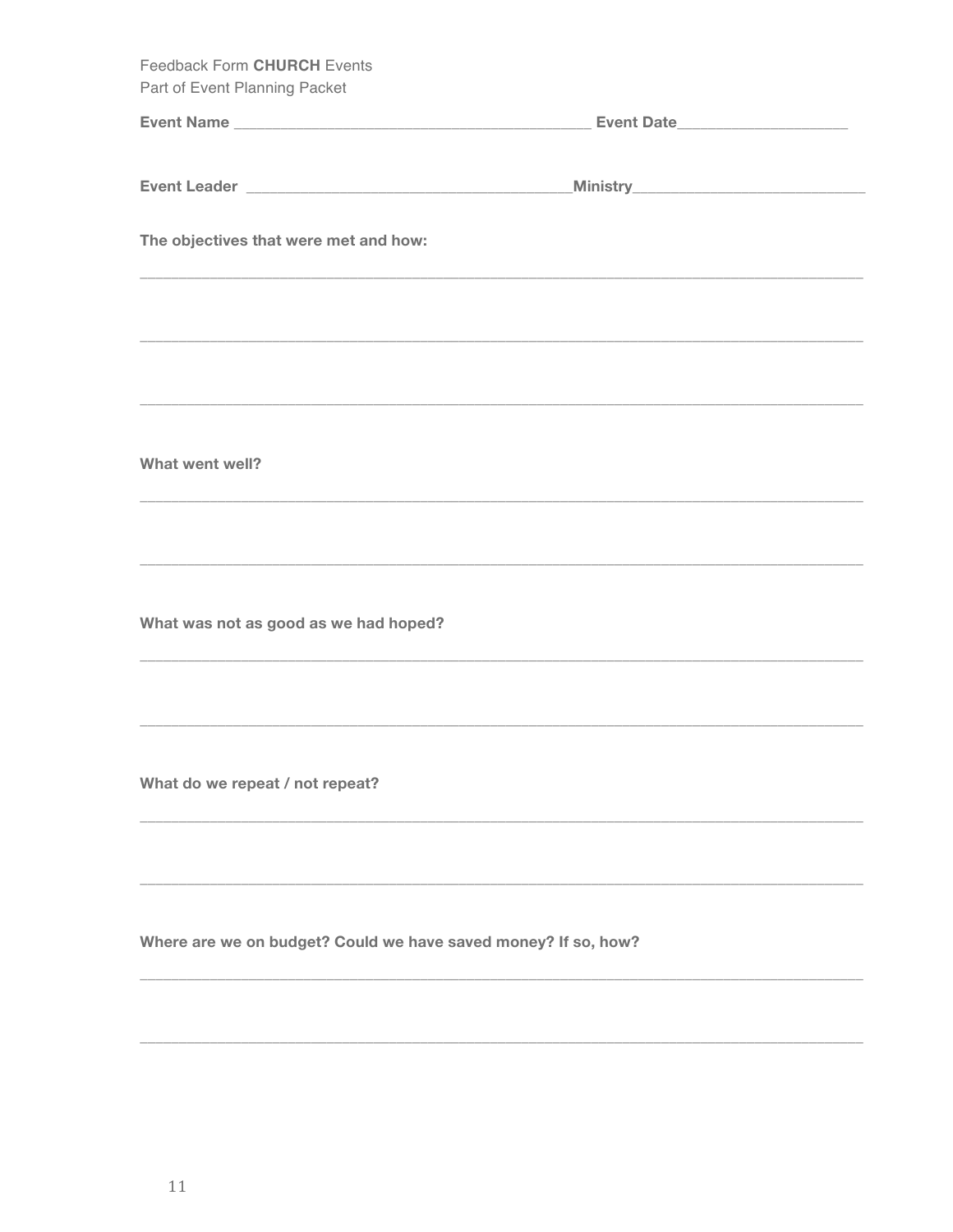Feedback Form **CHURCH** Events
Part of Event Planning Packet

**Event Name** ________________________________________ **Event Date**____________________

**Event Leader** ____________________________________**Ministry**__________________________

**The objectives that were met and how:**

_______________________________________________________________________________

_______________________________________________________________________________

_______________________________________________________________________________

**What went well?**

_______________________________________________________________________________

_______________________________________________________________________________

**What was not as good as we had hoped?**

_______________________________________________________________________________

_______________________________________________________________________________

**What do we repeat / not repeat?**

_______________________________________________________________________________

_______________________________________________________________________________

**Where are we on budget? Could we have saved money? If so, how?**

_______________________________________________________________________________

_______________________________________________________________________________